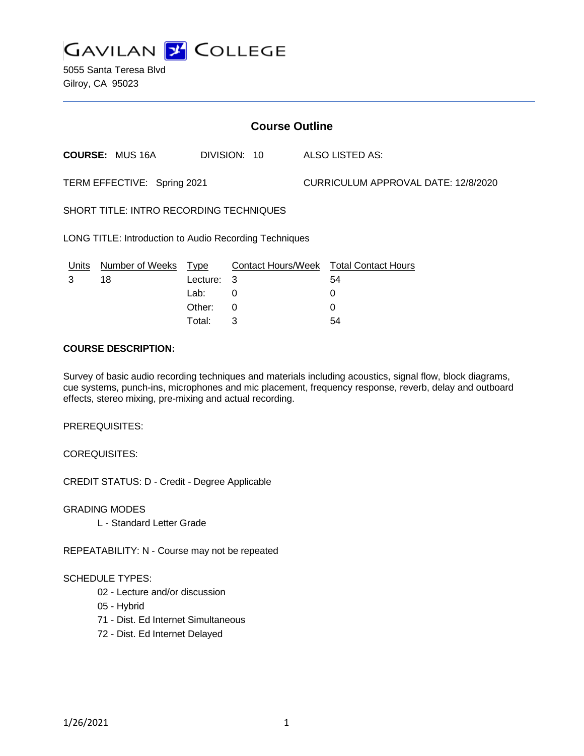# GAVILAN COLLEGE

5055 Santa Teresa Blvd
Gilroy, CA 95023

## Course Outline

**COURSE:** MUS 16A DIVISION: 10 ALSO LISTED AS:

TERM EFFECTIVE: Spring 2021 CURRICULUM APPROVAL DATE: 12/8/2020

SHORT TITLE: INTRO RECORDING TECHNIQUES

LONG TITLE: Introduction to Audio Recording Techniques

| Units | Number of Weeks | Type | Contact Hours/Week | Total Contact Hours |
|---|---|---|---|---|
| 3 | 18 | Lecture: | 3 | 54 |
| | | Lab: | 0 | 0 |
| | | Other: | 0 | 0 |
| | | Total: | 3 | 54 |

**COURSE DESCRIPTION:**

Survey of basic audio recording techniques and materials including acoustics, signal flow, block diagrams, cue systems, punch-ins, microphones and mic placement, frequency response, reverb, delay and outboard effects, stereo mixing, pre-mixing and actual recording.

PREREQUISITES:

COREQUISITES:

CREDIT STATUS: D - Credit - Degree Applicable

GRADING MODES

- L - Standard Letter Grade

REPEATABILITY: N - Course may not be repeated

SCHEDULE TYPES:

- 02 - Lecture and/or discussion
- 05 - Hybrid
- 71 - Dist. Ed Internet Simultaneous
- 72 - Dist. Ed Internet Delayed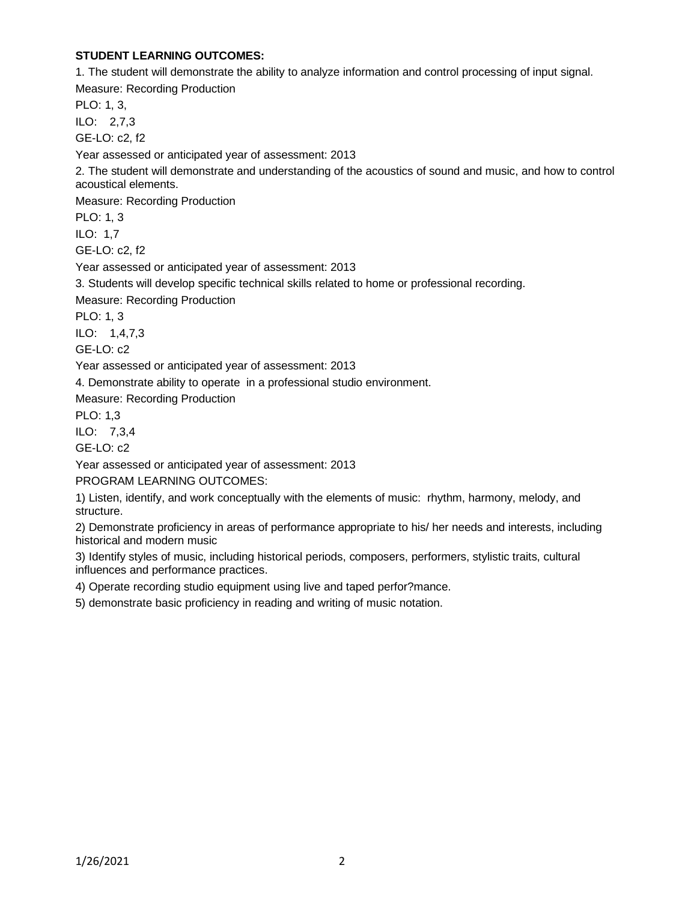**STUDENT LEARNING OUTCOMES:**

1. The student will demonstrate the ability to analyze information and control processing of input signal.

Measure: Recording Production

PLO: 1, 3,

ILO: 2,7,3

GE-LO: c2, f2

Year assessed or anticipated year of assessment: 2013

2. The student will demonstrate and understanding of the acoustics of sound and music, and how to control acoustical elements.

Measure: Recording Production

PLO: 1, 3

ILO: 1,7

GE-LO: c2, f2

Year assessed or anticipated year of assessment: 2013

3. Students will develop specific technical skills related to home or professional recording.

Measure: Recording Production

PLO: 1, 3

ILO: 1,4,7,3

GE-LO: c2

Year assessed or anticipated year of assessment: 2013

4. Demonstrate ability to operate in a professional studio environment.

Measure: Recording Production

PLO: 1,3

ILO: 7,3,4

GE-LO: c2

Year assessed or anticipated year of assessment: 2013

PROGRAM LEARNING OUTCOMES:

1) Listen, identify, and work conceptually with the elements of music: rhythm, harmony, melody, and structure.

2) Demonstrate proficiency in areas of performance appropriate to his/ her needs and interests, including historical and modern music

3) Identify styles of music, including historical periods, composers, performers, stylistic traits, cultural influences and performance practices.

4) Operate recording studio equipment using live and taped perfor?mance.

5) demonstrate basic proficiency in reading and writing of music notation.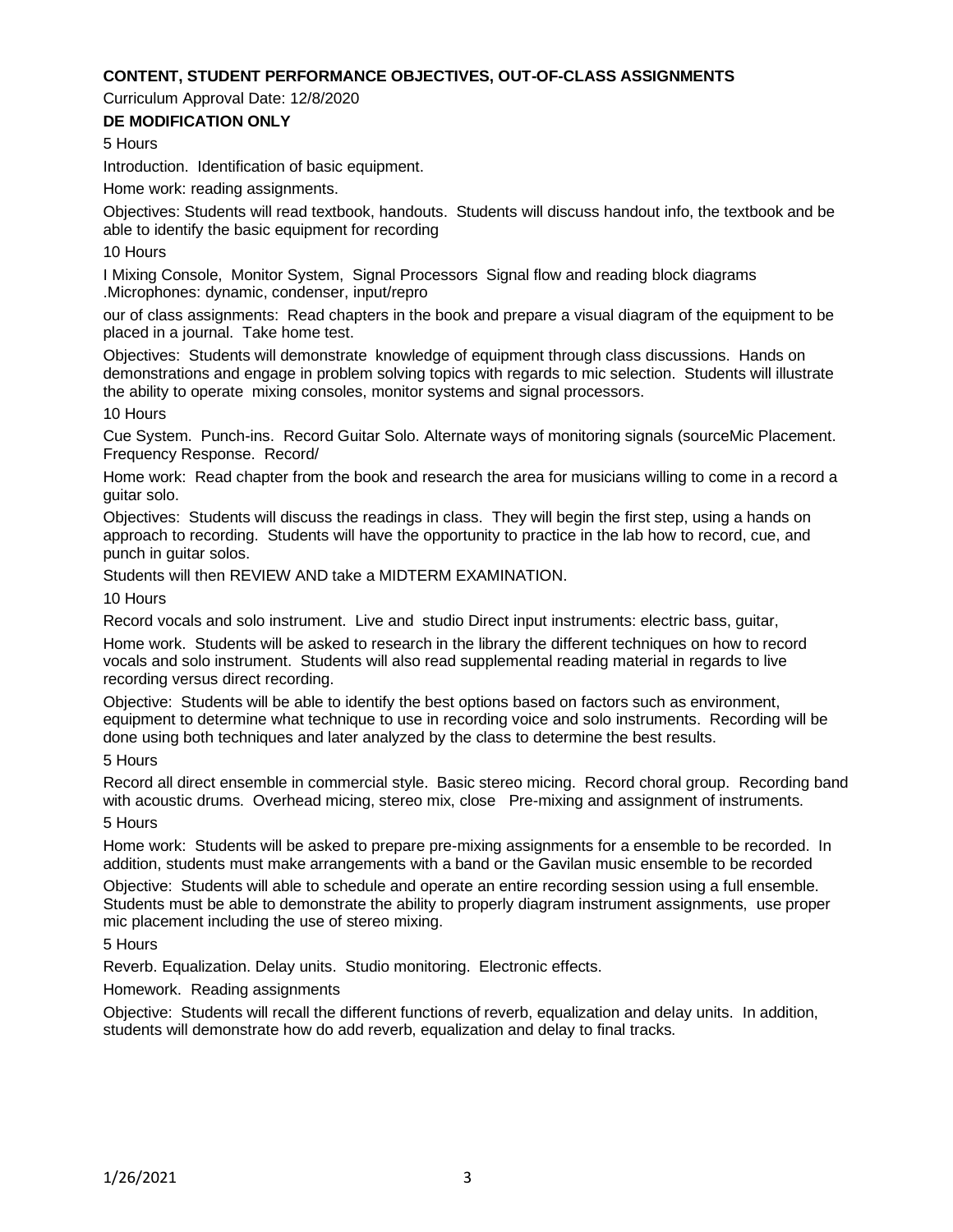**CONTENT, STUDENT PERFORMANCE OBJECTIVES, OUT-OF-CLASS ASSIGNMENTS**

Curriculum Approval Date: 12/8/2020

**DE MODIFICATION ONLY**

5 Hours

Introduction. Identification of basic equipment.

Home work: reading assignments.

Objectives: Students will read textbook, handouts. Students will discuss handout info, the textbook and be able to identify the basic equipment for recording

10 Hours

I Mixing Console, Monitor System, Signal Processors Signal flow and reading block diagrams .Microphones: dynamic, condenser, input/repro

our of class assignments: Read chapters in the book and prepare a visual diagram of the equipment to be placed in a journal. Take home test.

Objectives: Students will demonstrate knowledge of equipment through class discussions. Hands on demonstrations and engage in problem solving topics with regards to mic selection. Students will illustrate the ability to operate mixing consoles, monitor systems and signal processors.

10 Hours

Cue System. Punch-ins. Record Guitar Solo. Alternate ways of monitoring signals (sourceMic Placement. Frequency Response. Record/

Home work: Read chapter from the book and research the area for musicians willing to come in a record a guitar solo.

Objectives: Students will discuss the readings in class. They will begin the first step, using a hands on approach to recording. Students will have the opportunity to practice in the lab how to record, cue, and punch in guitar solos.

Students will then REVIEW AND take a MIDTERM EXAMINATION.

10 Hours

Record vocals and solo instrument. Live and studio Direct input instruments: electric bass, guitar,

Home work. Students will be asked to research in the library the different techniques on how to record vocals and solo instrument. Students will also read supplemental reading material in regards to live recording versus direct recording.

Objective: Students will be able to identify the best options based on factors such as environment, equipment to determine what technique to use in recording voice and solo instruments. Recording will be done using both techniques and later analyzed by the class to determine the best results.

5 Hours

Record all direct ensemble in commercial style. Basic stereo micing. Record choral group. Recording band with acoustic drums. Overhead micing, stereo mix, close Pre-mixing and assignment of instruments.

5 Hours

Home work: Students will be asked to prepare pre-mixing assignments for a ensemble to be recorded. In addition, students must make arrangements with a band or the Gavilan music ensemble to be recorded

Objective: Students will able to schedule and operate an entire recording session using a full ensemble. Students must be able to demonstrate the ability to properly diagram instrument assignments, use proper mic placement including the use of stereo mixing.

5 Hours

Reverb. Equalization. Delay units. Studio monitoring. Electronic effects.

Homework. Reading assignments

Objective: Students will recall the different functions of reverb, equalization and delay units. In addition, students will demonstrate how do add reverb, equalization and delay to final tracks.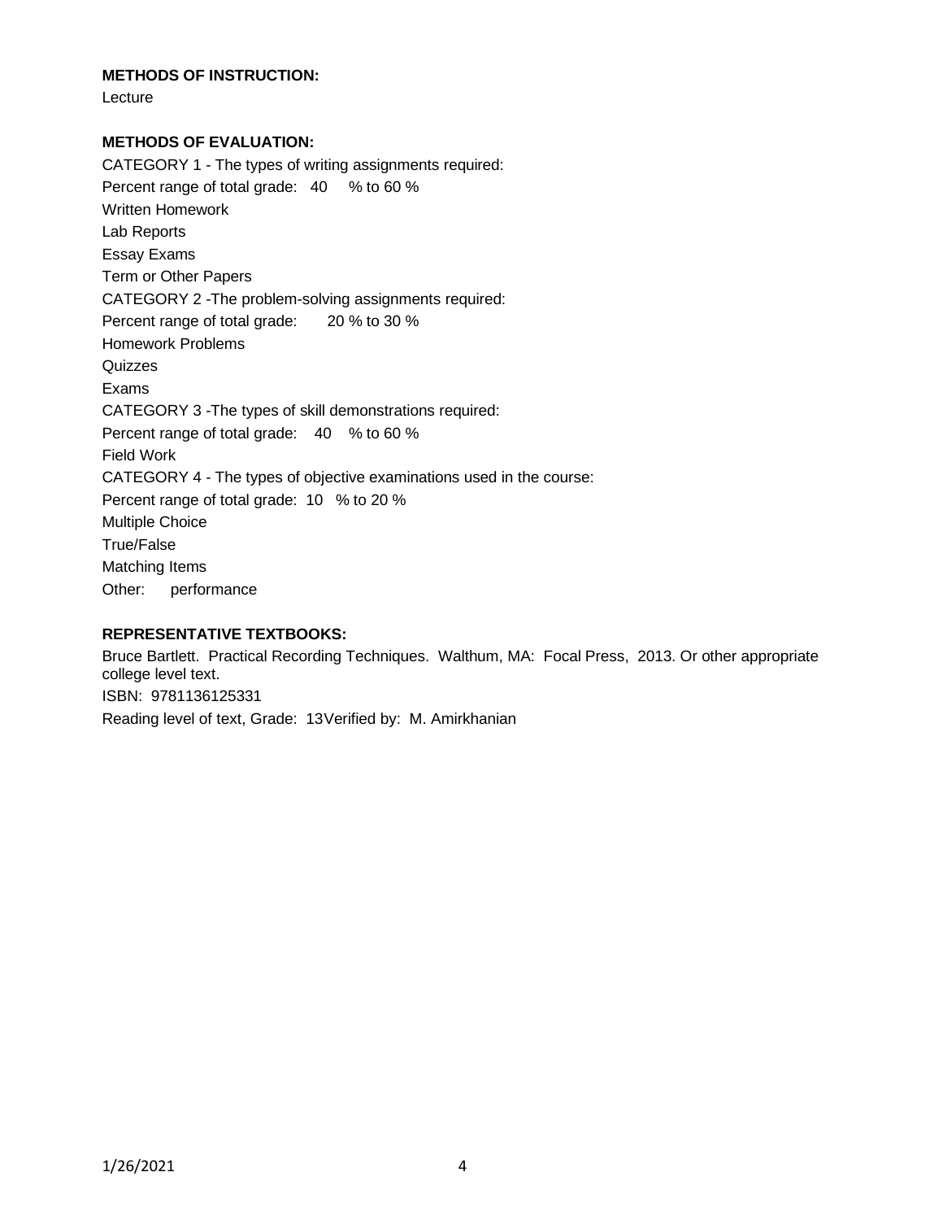**METHODS OF INSTRUCTION:**

Lecture

**METHODS OF EVALUATION:**

CATEGORY 1 - The types of writing assignments required:

Percent range of total grade: 40 % to 60 %

Written Homework

Lab Reports

Essay Exams

Term or Other Papers

CATEGORY 2 -The problem-solving assignments required:

Percent range of total grade: 20 % to 30 %

Homework Problems

Quizzes

Exams

CATEGORY 3 -The types of skill demonstrations required:

Percent range of total grade: 40 % to 60 %

Field Work

CATEGORY 4 - The types of objective examinations used in the course:

Percent range of total grade: 10 % to 20 %

Multiple Choice

True/False

Matching Items

Other: performance

**REPRESENTATIVE TEXTBOOKS:**

Bruce Bartlett. Practical Recording Techniques. Walthum, MA: Focal Press, 2013. Or other appropriate college level text.

ISBN: 9781136125331

Reading level of text, Grade: 13Verified by: M. Amirkhanian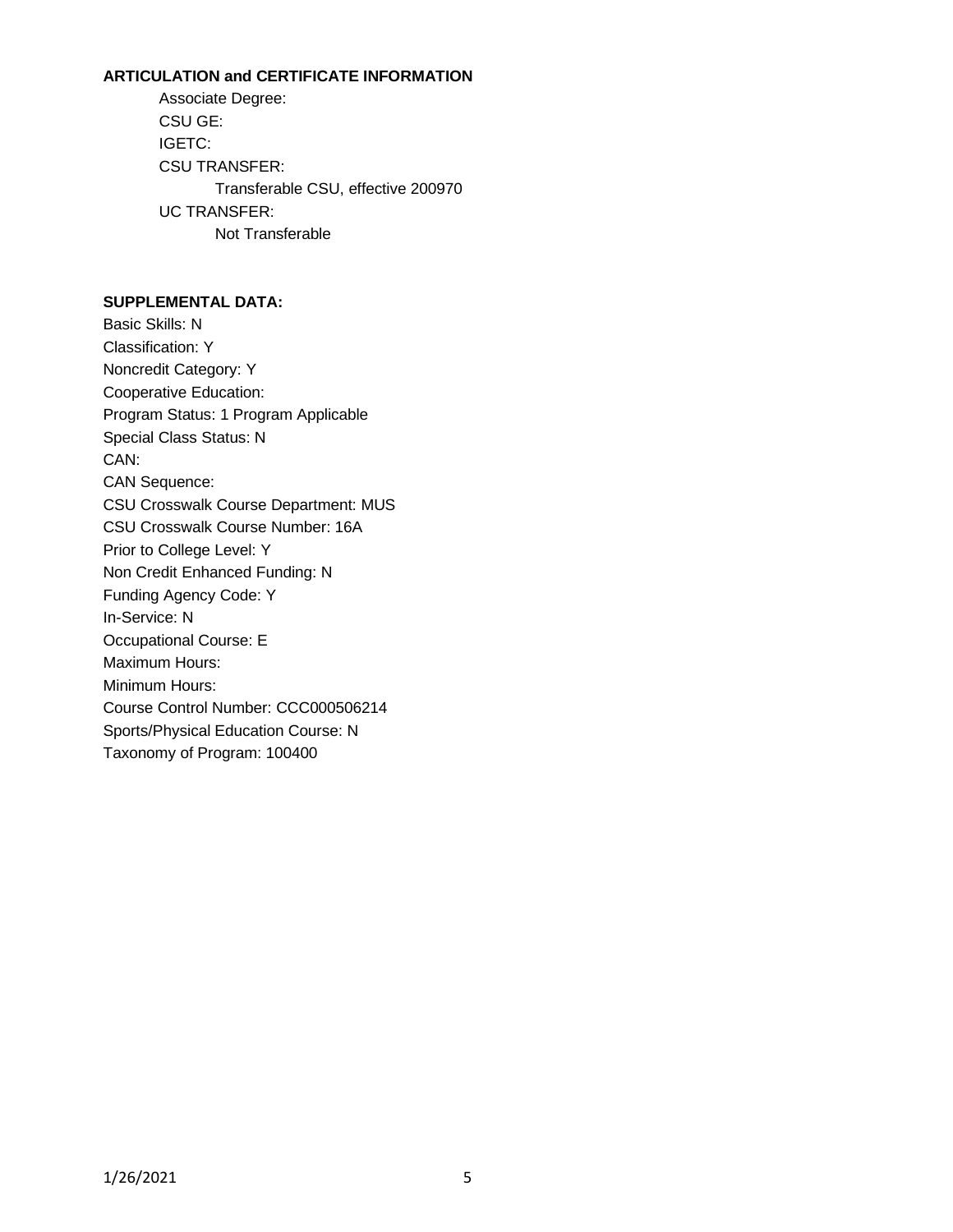**ARTICULATION and CERTIFICATE INFORMATION**

Associate Degree:
CSU GE:
IGETC:
CSU TRANSFER:
Transferable CSU, effective 200970
UC TRANSFER:
Not Transferable

**SUPPLEMENTAL DATA:**

Basic Skills: N
Classification: Y
Noncredit Category: Y
Cooperative Education:
Program Status: 1 Program Applicable
Special Class Status: N
CAN:
CAN Sequence:
CSU Crosswalk Course Department: MUS
CSU Crosswalk Course Number: 16A
Prior to College Level: Y
Non Credit Enhanced Funding: N
Funding Agency Code: Y
In-Service: N
Occupational Course: E
Maximum Hours:
Minimum Hours:
Course Control Number: CCC000506214
Sports/Physical Education Course: N
Taxonomy of Program: 100400